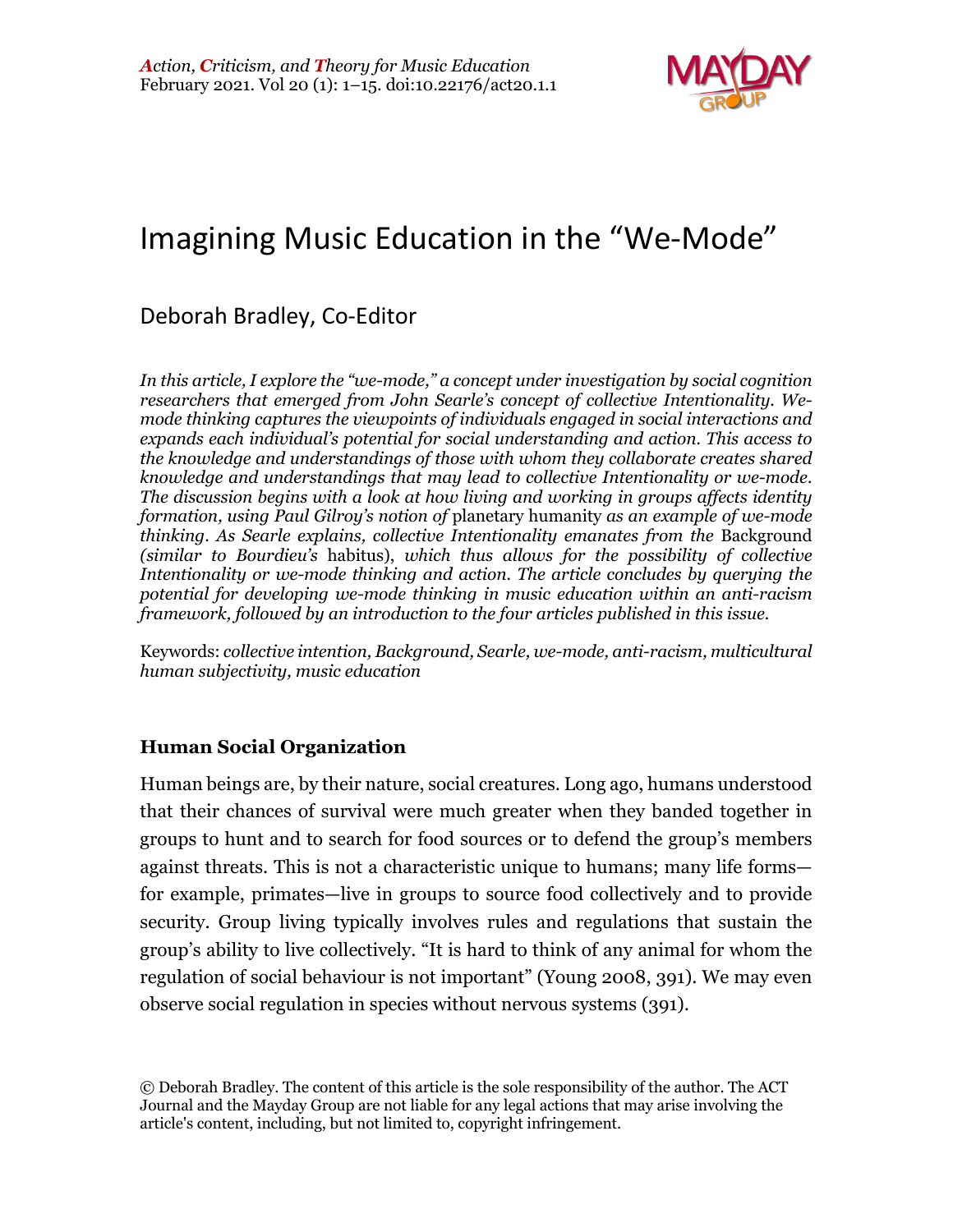# Imagining Music Education in the "We-Mode"

Deborah Bradley, Co-Editor

*In this article, I explore the "we-mode," a concept under investigation by social cognition researchers that emerged from John Searle's concept of collective Intentionality. We-mode thinking captures the viewpoints of individuals engaged in social interactions and expands each individual's potential for social understanding and action. This access to the knowledge and understandings of those with whom they collaborate creates shared knowledge and understandings that may lead to collective Intentionality or we-mode. The discussion begins with a look at how living and working in groups affects identity formation, using Paul Gilroy's notion of* planetary humanity *as an example of we-mode thinking. As Searle explains, collective Intentionality emanates from the* Background *(similar to Bourdieu's* habitus), *which thus allows for the possibility of collective Intentionality or we-mode thinking and action. The article concludes by querying the potential for developing we-mode thinking in music education within an anti-racism framework, followed by an introduction to the four articles published in this issue.*

Keywords: *collective intention, Background, Searle, we-mode, anti-racism, multicultural human subjectivity, music education*

## Human Social Organization

Human beings are, by their nature, social creatures. Long ago, humans understood that their chances of survival were much greater when they banded together in groups to hunt and to search for food sources or to defend the group's members against threats. This is not a characteristic unique to humans; many life forms—for example, primates—live in groups to source food collectively and to provide security. Group living typically involves rules and regulations that sustain the group's ability to live collectively. "It is hard to think of any animal for whom the regulation of social behaviour is not important" (Young 2008, 391). We may even observe social regulation in species without nervous systems (391).

© Deborah Bradley. The content of this article is the sole responsibility of the author. The ACT Journal and the Mayday Group are not liable for any legal actions that may arise involving the article's content, including, but not limited to, copyright infringement.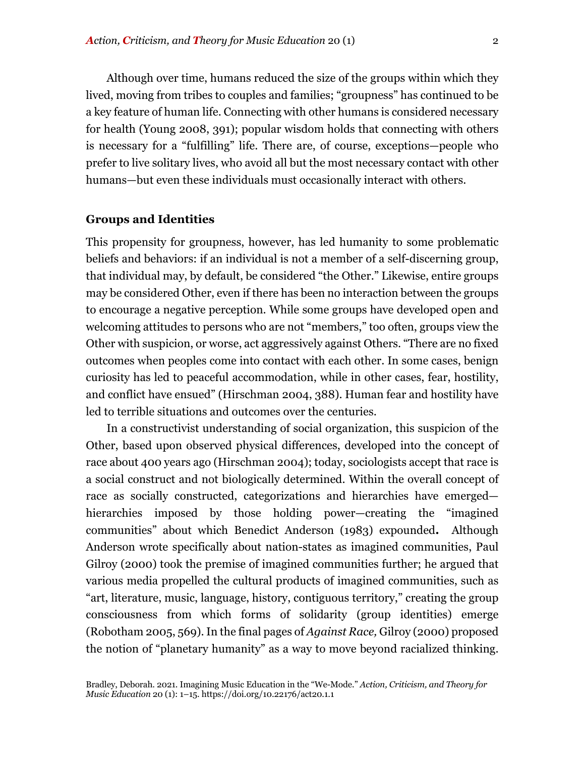Although over time, humans reduced the size of the groups within which they lived, moving from tribes to couples and families; "groupness" has continued to be a key feature of human life. Connecting with other humans is considered necessary for health (Young 2008, 391); popular wisdom holds that connecting with others is necessary for a "fulfilling" life. There are, of course, exceptions—people who prefer to live solitary lives, who avoid all but the most necessary contact with other humans—but even these individuals must occasionally interact with others.

## Groups and Identities

This propensity for groupness, however, has led humanity to some problematic beliefs and behaviors: if an individual is not a member of a self-discerning group, that individual may, by default, be considered "the Other." Likewise, entire groups may be considered Other, even if there has been no interaction between the groups to encourage a negative perception. While some groups have developed open and welcoming attitudes to persons who are not "members," too often, groups view the Other with suspicion, or worse, act aggressively against Others. "There are no fixed outcomes when peoples come into contact with each other. In some cases, benign curiosity has led to peaceful accommodation, while in other cases, fear, hostility, and conflict have ensued" (Hirschman 2004, 388). Human fear and hostility have led to terrible situations and outcomes over the centuries.

In a constructivist understanding of social organization, this suspicion of the Other, based upon observed physical differences, developed into the concept of race about 400 years ago (Hirschman 2004); today, sociologists accept that race is a social construct and not biologically determined. Within the overall concept of race as socially constructed, categorizations and hierarchies have emerged—hierarchies imposed by those holding power—creating the "imagined communities" about which Benedict Anderson (1983) expounded**.** Although Anderson wrote specifically about nation-states as imagined communities, Paul Gilroy (2000) took the premise of imagined communities further; he argued that various media propelled the cultural products of imagined communities, such as "art, literature, music, language, history, contiguous territory," creating the group consciousness from which forms of solidarity (group identities) emerge (Robotham 2005, 569). In the final pages of *Against Race,* Gilroy (2000) proposed the notion of "planetary humanity" as a way to move beyond racialized thinking.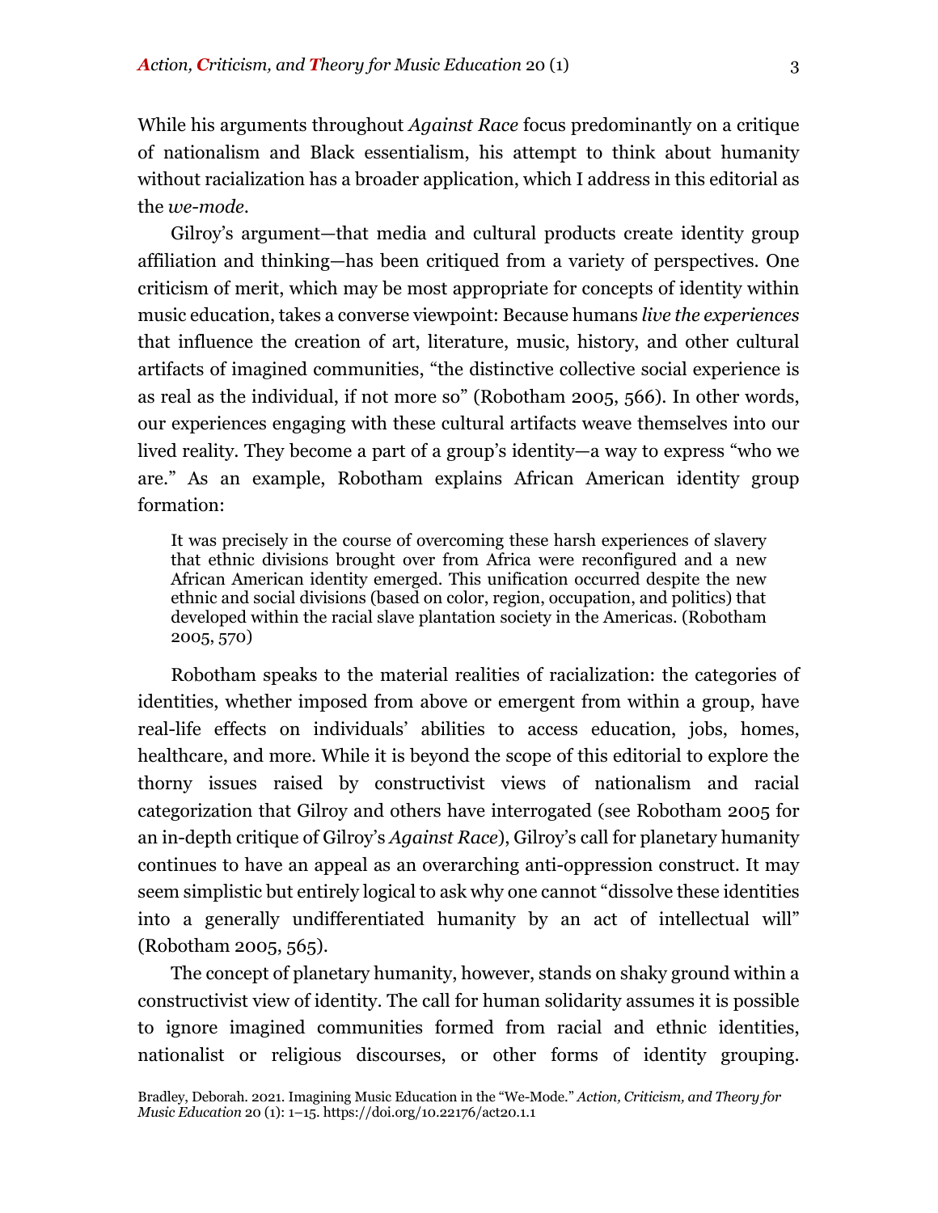While his arguments throughout *Against Race* focus predominantly on a critique of nationalism and Black essentialism, his attempt to think about humanity without racialization has a broader application, which I address in this editorial as the *we-mode*.

Gilroy's argument—that media and cultural products create identity group affiliation and thinking—has been critiqued from a variety of perspectives. One criticism of merit, which may be most appropriate for concepts of identity within music education, takes a converse viewpoint: Because humans *live the experiences* that influence the creation of art, literature, music, history, and other cultural artifacts of imagined communities, "the distinctive collective social experience is as real as the individual, if not more so" (Robotham 2005, 566). In other words, our experiences engaging with these cultural artifacts weave themselves into our lived reality. They become a part of a group's identity—a way to express "who we are." As an example, Robotham explains African American identity group formation:

> It was precisely in the course of overcoming these harsh experiences of slavery that ethnic divisions brought over from Africa were reconfigured and a new African American identity emerged. This unification occurred despite the new ethnic and social divisions (based on color, region, occupation, and politics) that developed within the racial slave plantation society in the Americas. (Robotham 2005, 570)

Robotham speaks to the material realities of racialization: the categories of identities, whether imposed from above or emergent from within a group, have real-life effects on individuals' abilities to access education, jobs, homes, healthcare, and more. While it is beyond the scope of this editorial to explore the thorny issues raised by constructivist views of nationalism and racial categorization that Gilroy and others have interrogated (see Robotham 2005 for an in-depth critique of Gilroy's *Against Race*), Gilroy's call for planetary humanity continues to have an appeal as an overarching anti-oppression construct. It may seem simplistic but entirely logical to ask why one cannot "dissolve these identities into a generally undifferentiated humanity by an act of intellectual will" (Robotham 2005, 565).

The concept of planetary humanity, however, stands on shaky ground within a constructivist view of identity. The call for human solidarity assumes it is possible to ignore imagined communities formed from racial and ethnic identities, nationalist or religious discourses, or other forms of identity grouping.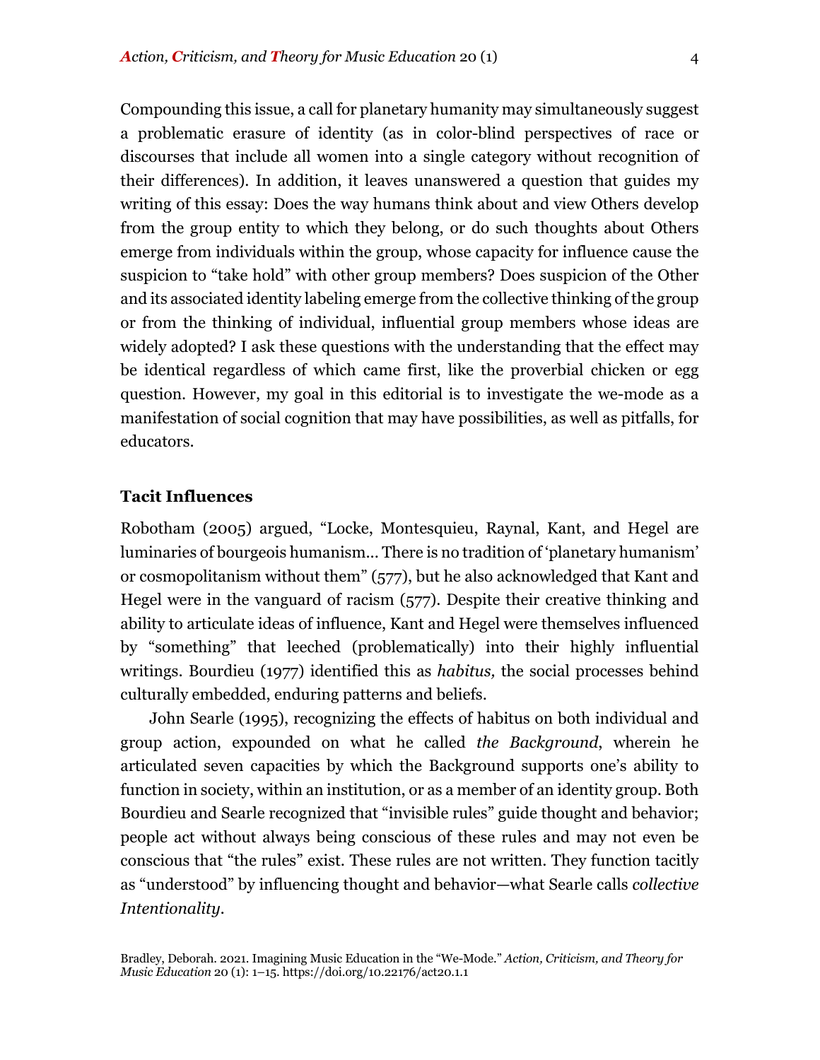Compounding this issue, a call for planetary humanity may simultaneously suggest a problematic erasure of identity (as in color-blind perspectives of race or discourses that include all women into a single category without recognition of their differences). In addition, it leaves unanswered a question that guides my writing of this essay: Does the way humans think about and view Others develop from the group entity to which they belong, or do such thoughts about Others emerge from individuals within the group, whose capacity for influence cause the suspicion to "take hold" with other group members? Does suspicion of the Other and its associated identity labeling emerge from the collective thinking of the group or from the thinking of individual, influential group members whose ideas are widely adopted? I ask these questions with the understanding that the effect may be identical regardless of which came first, like the proverbial chicken or egg question. However, my goal in this editorial is to investigate the we-mode as a manifestation of social cognition that may have possibilities, as well as pitfalls, for educators.

## Tacit Influences

Robotham (2005) argued, "Locke, Montesquieu, Raynal, Kant, and Hegel are luminaries of bourgeois humanism… There is no tradition of 'planetary humanism' or cosmopolitanism without them" (577), but he also acknowledged that Kant and Hegel were in the vanguard of racism (577). Despite their creative thinking and ability to articulate ideas of influence, Kant and Hegel were themselves influenced by "something" that leeched (problematically) into their highly influential writings. Bourdieu (1977) identified this as *habitus,* the social processes behind culturally embedded, enduring patterns and beliefs.

John Searle (1995), recognizing the effects of habitus on both individual and group action, expounded on what he called *the Background*, wherein he articulated seven capacities by which the Background supports one's ability to function in society, within an institution, or as a member of an identity group. Both Bourdieu and Searle recognized that "invisible rules" guide thought and behavior; people act without always being conscious of these rules and may not even be conscious that "the rules" exist. These rules are not written. They function tacitly as "understood" by influencing thought and behavior—what Searle calls *collective Intentionality*.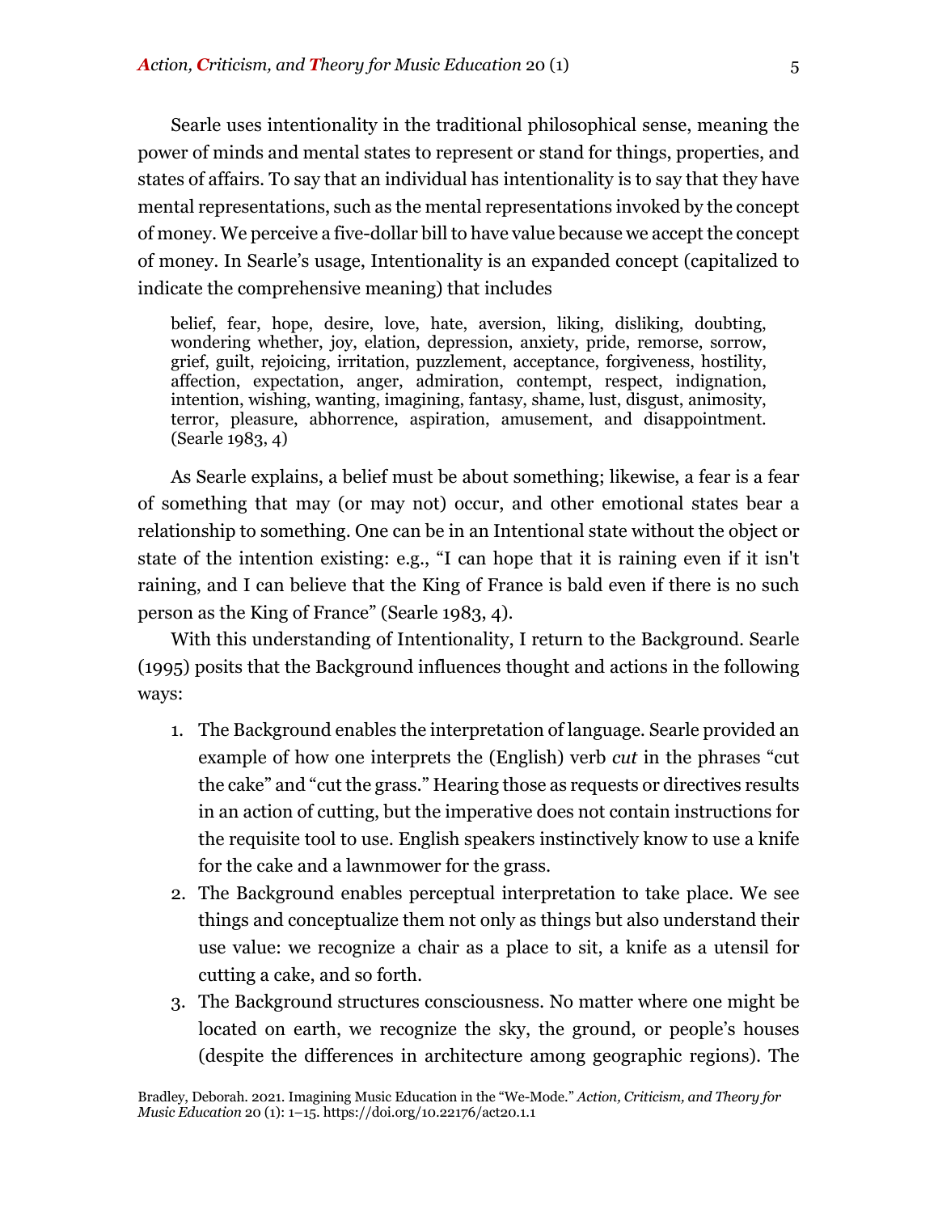Searle uses intentionality in the traditional philosophical sense, meaning the power of minds and mental states to represent or stand for things, properties, and states of affairs. To say that an individual has intentionality is to say that they have mental representations, such as the mental representations invoked by the concept of money. We perceive a five-dollar bill to have value because we accept the concept of money. In Searle's usage, Intentionality is an expanded concept (capitalized to indicate the comprehensive meaning) that includes

> belief, fear, hope, desire, love, hate, aversion, liking, disliking, doubting, wondering whether, joy, elation, depression, anxiety, pride, remorse, sorrow, grief, guilt, rejoicing, irritation, puzzlement, acceptance, forgiveness, hostility, affection, expectation, anger, admiration, contempt, respect, indignation, intention, wishing, wanting, imagining, fantasy, shame, lust, disgust, animosity, terror, pleasure, abhorrence, aspiration, amusement, and disappointment. (Searle 1983, 4)

As Searle explains, a belief must be about something; likewise, a fear is a fear of something that may (or may not) occur, and other emotional states bear a relationship to something. One can be in an Intentional state without the object or state of the intention existing: e.g., "I can hope that it is raining even if it isn't raining, and I can believe that the King of France is bald even if there is no such person as the King of France" (Searle 1983, 4).

With this understanding of Intentionality, I return to the Background. Searle (1995) posits that the Background influences thought and actions in the following ways:

1. The Background enables the interpretation of language. Searle provided an example of how one interprets the (English) verb *cut* in the phrases "cut the cake" and "cut the grass." Hearing those as requests or directives results in an action of cutting, but the imperative does not contain instructions for the requisite tool to use. English speakers instinctively know to use a knife for the cake and a lawnmower for the grass.
2. The Background enables perceptual interpretation to take place. We see things and conceptualize them not only as things but also understand their use value: we recognize a chair as a place to sit, a knife as a utensil for cutting a cake, and so forth.
3. The Background structures consciousness. No matter where one might be located on earth, we recognize the sky, the ground, or people's houses (despite the differences in architecture among geographic regions). The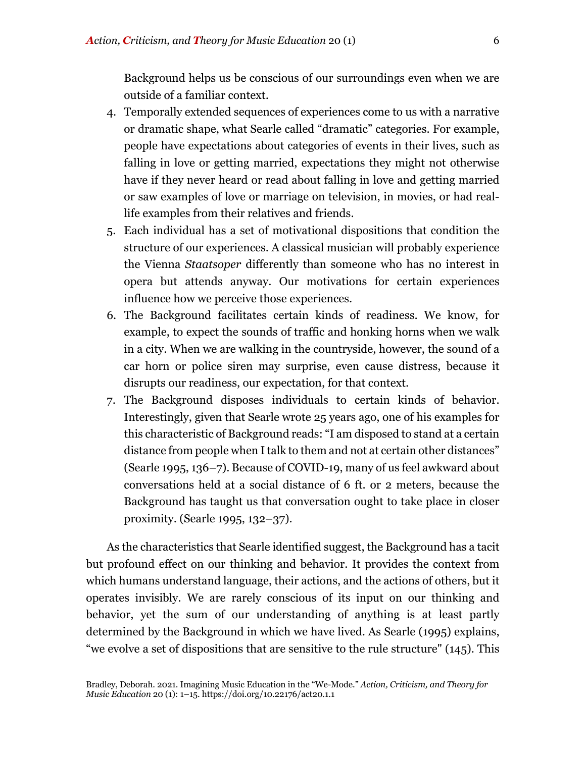Background helps us be conscious of our surroundings even when we are outside of a familiar context.

4. Temporally extended sequences of experiences come to us with a narrative or dramatic shape, what Searle called "dramatic" categories. For example, people have expectations about categories of events in their lives, such as falling in love or getting married, expectations they might not otherwise have if they never heard or read about falling in love and getting married or saw examples of love or marriage on television, in movies, or had real-life examples from their relatives and friends.
5. Each individual has a set of motivational dispositions that condition the structure of our experiences. A classical musician will probably experience the Vienna *Staatsoper* differently than someone who has no interest in opera but attends anyway. Our motivations for certain experiences influence how we perceive those experiences.
6. The Background facilitates certain kinds of readiness. We know, for example, to expect the sounds of traffic and honking horns when we walk in a city. When we are walking in the countryside, however, the sound of a car horn or police siren may surprise, even cause distress, because it disrupts our readiness, our expectation, for that context.
7. The Background disposes individuals to certain kinds of behavior. Interestingly, given that Searle wrote 25 years ago, one of his examples for this characteristic of Background reads: "I am disposed to stand at a certain distance from people when I talk to them and not at certain other distances" (Searle 1995, 136–7). Because of COVID-19, many of us feel awkward about conversations held at a social distance of 6 ft. or 2 meters, because the Background has taught us that conversation ought to take place in closer proximity. (Searle 1995, 132–37).

As the characteristics that Searle identified suggest, the Background has a tacit but profound effect on our thinking and behavior. It provides the context from which humans understand language, their actions, and the actions of others, but it operates invisibly. We are rarely conscious of its input on our thinking and behavior, yet the sum of our understanding of anything is at least partly determined by the Background in which we have lived. As Searle (1995) explains, "we evolve a set of dispositions that are sensitive to the rule structure" (145). This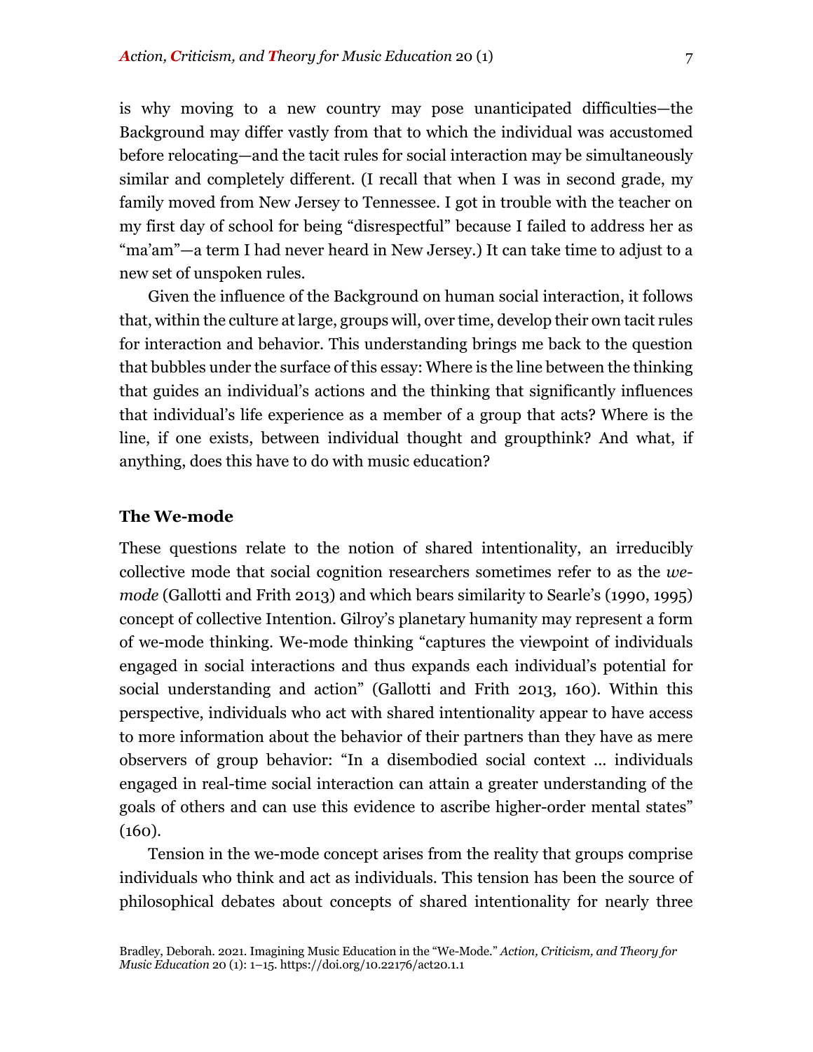is why moving to a new country may pose unanticipated difficulties—the Background may differ vastly from that to which the individual was accustomed before relocating—and the tacit rules for social interaction may be simultaneously similar and completely different. (I recall that when I was in second grade, my family moved from New Jersey to Tennessee. I got in trouble with the teacher on my first day of school for being "disrespectful" because I failed to address her as "ma'am"—a term I had never heard in New Jersey.) It can take time to adjust to a new set of unspoken rules.

Given the influence of the Background on human social interaction, it follows that, within the culture at large, groups will, over time, develop their own tacit rules for interaction and behavior. This understanding brings me back to the question that bubbles under the surface of this essay: Where is the line between the thinking that guides an individual's actions and the thinking that significantly influences that individual's life experience as a member of a group that acts? Where is the line, if one exists, between individual thought and groupthink? And what, if anything, does this have to do with music education?

## The We-mode

These questions relate to the notion of shared intentionality, an irreducibly collective mode that social cognition researchers sometimes refer to as the *we-mode* (Gallotti and Frith 2013) and which bears similarity to Searle's (1990, 1995) concept of collective Intention. Gilroy's planetary humanity may represent a form of we-mode thinking. We-mode thinking "captures the viewpoint of individuals engaged in social interactions and thus expands each individual's potential for social understanding and action" (Gallotti and Frith 2013, 160). Within this perspective, individuals who act with shared intentionality appear to have access to more information about the behavior of their partners than they have as mere observers of group behavior: "In a disembodied social context … individuals engaged in real-time social interaction can attain a greater understanding of the goals of others and can use this evidence to ascribe higher-order mental states" (160).

Tension in the we-mode concept arises from the reality that groups comprise individuals who think and act as individuals. This tension has been the source of philosophical debates about concepts of shared intentionality for nearly three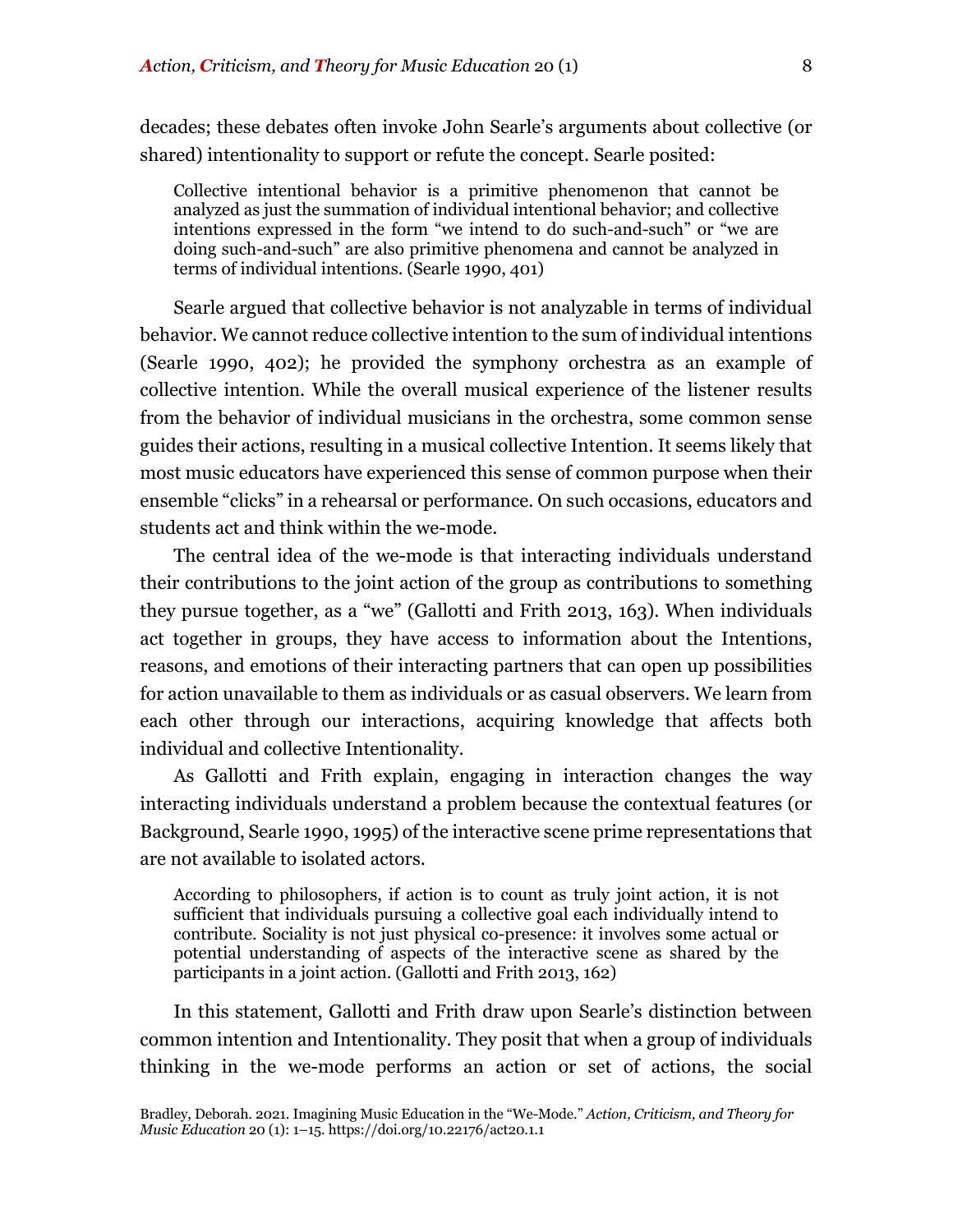decades; these debates often invoke John Searle's arguments about collective (or shared) intentionality to support or refute the concept. Searle posited:

> Collective intentional behavior is a primitive phenomenon that cannot be analyzed as just the summation of individual intentional behavior; and collective intentions expressed in the form "we intend to do such-and-such" or "we are doing such-and-such" are also primitive phenomena and cannot be analyzed in terms of individual intentions. (Searle 1990, 401)

Searle argued that collective behavior is not analyzable in terms of individual behavior. We cannot reduce collective intention to the sum of individual intentions (Searle 1990, 402); he provided the symphony orchestra as an example of collective intention. While the overall musical experience of the listener results from the behavior of individual musicians in the orchestra, some common sense guides their actions, resulting in a musical collective Intention. It seems likely that most music educators have experienced this sense of common purpose when their ensemble "clicks" in a rehearsal or performance. On such occasions, educators and students act and think within the we-mode.

The central idea of the we-mode is that interacting individuals understand their contributions to the joint action of the group as contributions to something they pursue together, as a "we" (Gallotti and Frith 2013, 163). When individuals act together in groups, they have access to information about the Intentions, reasons, and emotions of their interacting partners that can open up possibilities for action unavailable to them as individuals or as casual observers. We learn from each other through our interactions, acquiring knowledge that affects both individual and collective Intentionality.

As Gallotti and Frith explain, engaging in interaction changes the way interacting individuals understand a problem because the contextual features (or Background, Searle 1990, 1995) of the interactive scene prime representations that are not available to isolated actors.

> According to philosophers, if action is to count as truly joint action, it is not sufficient that individuals pursuing a collective goal each individually intend to contribute. Sociality is not just physical co-presence: it involves some actual or potential understanding of aspects of the interactive scene as shared by the participants in a joint action. (Gallotti and Frith 2013, 162)

In this statement, Gallotti and Frith draw upon Searle's distinction between common intention and Intentionality. They posit that when a group of individuals thinking in the we-mode performs an action or set of actions, the social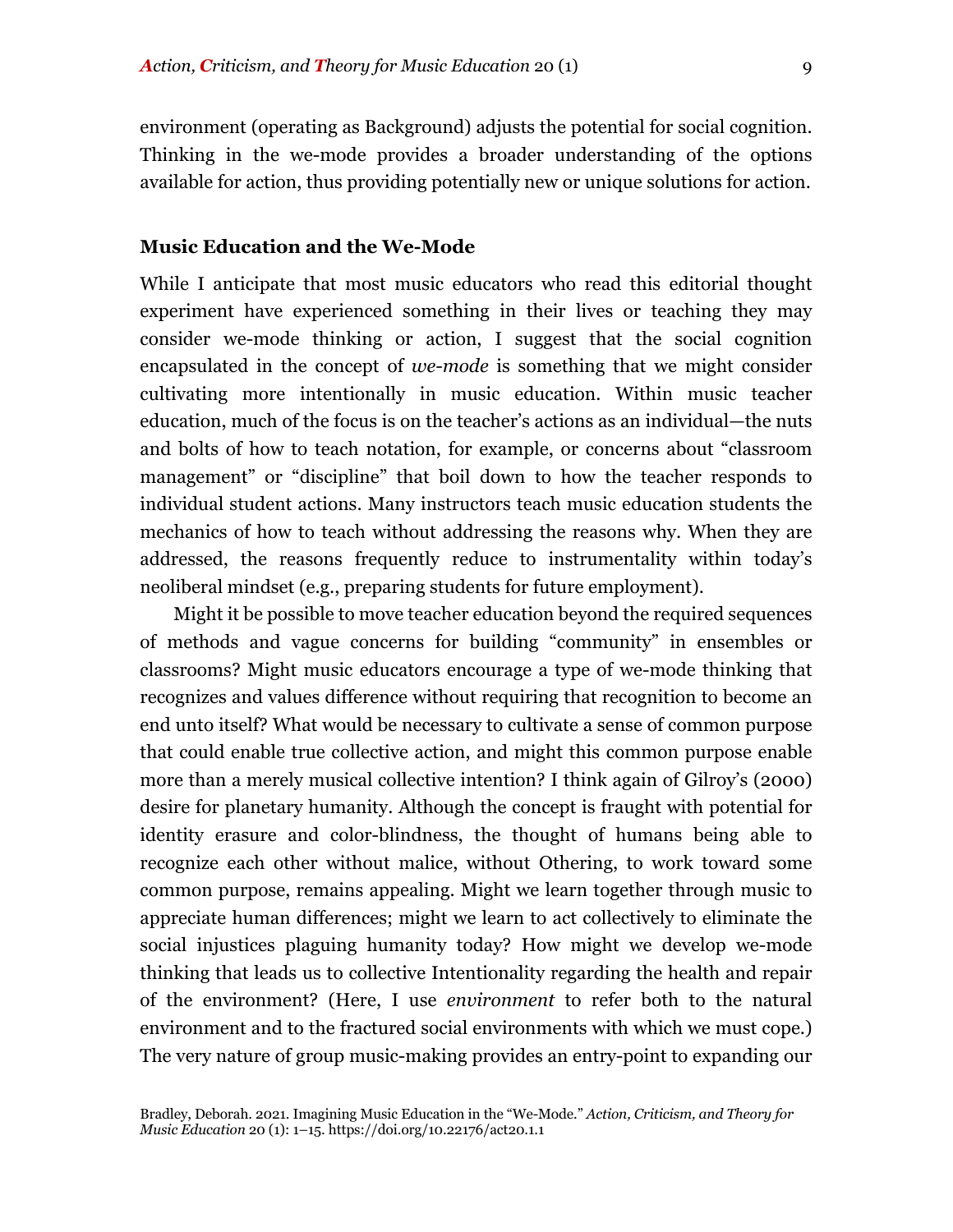environment (operating as Background) adjusts the potential for social cognition. Thinking in the we-mode provides a broader understanding of the options available for action, thus providing potentially new or unique solutions for action.

### Music Education and the We-Mode

While I anticipate that most music educators who read this editorial thought experiment have experienced something in their lives or teaching they may consider we-mode thinking or action, I suggest that the social cognition encapsulated in the concept of *we-mode* is something that we might consider cultivating more intentionally in music education. Within music teacher education, much of the focus is on the teacher's actions as an individual—the nuts and bolts of how to teach notation, for example, or concerns about "classroom management" or "discipline" that boil down to how the teacher responds to individual student actions. Many instructors teach music education students the mechanics of how to teach without addressing the reasons why. When they are addressed, the reasons frequently reduce to instrumentality within today's neoliberal mindset (e.g., preparing students for future employment).

Might it be possible to move teacher education beyond the required sequences of methods and vague concerns for building "community" in ensembles or classrooms? Might music educators encourage a type of we-mode thinking that recognizes and values difference without requiring that recognition to become an end unto itself? What would be necessary to cultivate a sense of common purpose that could enable true collective action, and might this common purpose enable more than a merely musical collective intention? I think again of Gilroy's (2000) desire for planetary humanity. Although the concept is fraught with potential for identity erasure and color-blindness, the thought of humans being able to recognize each other without malice, without Othering, to work toward some common purpose, remains appealing. Might we learn together through music to appreciate human differences; might we learn to act collectively to eliminate the social injustices plaguing humanity today? How might we develop we-mode thinking that leads us to collective Intentionality regarding the health and repair of the environment? (Here, I use *environment* to refer both to the natural environment and to the fractured social environments with which we must cope.) The very nature of group music-making provides an entry-point to expanding our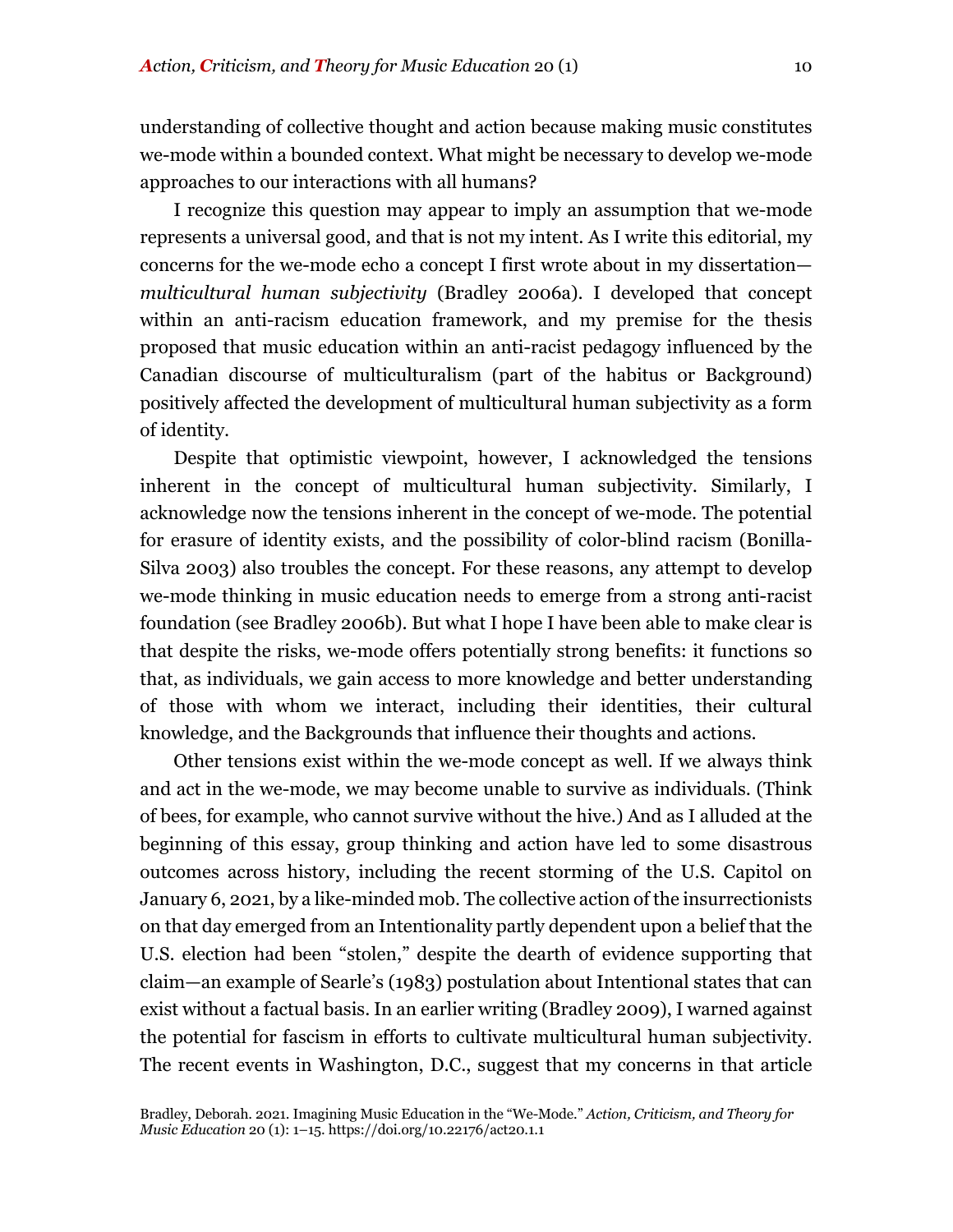understanding of collective thought and action because making music constitutes we-mode within a bounded context. What might be necessary to develop we-mode approaches to our interactions with all humans?

I recognize this question may appear to imply an assumption that we-mode represents a universal good, and that is not my intent. As I write this editorial, my concerns for the we-mode echo a concept I first wrote about in my dissertation—*multicultural human subjectivity* (Bradley 2006a). I developed that concept within an anti-racism education framework, and my premise for the thesis proposed that music education within an anti-racist pedagogy influenced by the Canadian discourse of multiculturalism (part of the habitus or Background) positively affected the development of multicultural human subjectivity as a form of identity.

Despite that optimistic viewpoint, however, I acknowledged the tensions inherent in the concept of multicultural human subjectivity. Similarly, I acknowledge now the tensions inherent in the concept of we-mode. The potential for erasure of identity exists, and the possibility of color-blind racism (Bonilla-Silva 2003) also troubles the concept. For these reasons, any attempt to develop we-mode thinking in music education needs to emerge from a strong anti-racist foundation (see Bradley 2006b). But what I hope I have been able to make clear is that despite the risks, we-mode offers potentially strong benefits: it functions so that, as individuals, we gain access to more knowledge and better understanding of those with whom we interact, including their identities, their cultural knowledge, and the Backgrounds that influence their thoughts and actions.

Other tensions exist within the we-mode concept as well. If we always think and act in the we-mode, we may become unable to survive as individuals. (Think of bees, for example, who cannot survive without the hive.) And as I alluded at the beginning of this essay, group thinking and action have led to some disastrous outcomes across history, including the recent storming of the U.S. Capitol on January 6, 2021, by a like-minded mob. The collective action of the insurrectionists on that day emerged from an Intentionality partly dependent upon a belief that the U.S. election had been "stolen," despite the dearth of evidence supporting that claim—an example of Searle's (1983) postulation about Intentional states that can exist without a factual basis. In an earlier writing (Bradley 2009), I warned against the potential for fascism in efforts to cultivate multicultural human subjectivity. The recent events in Washington, D.C., suggest that my concerns in that article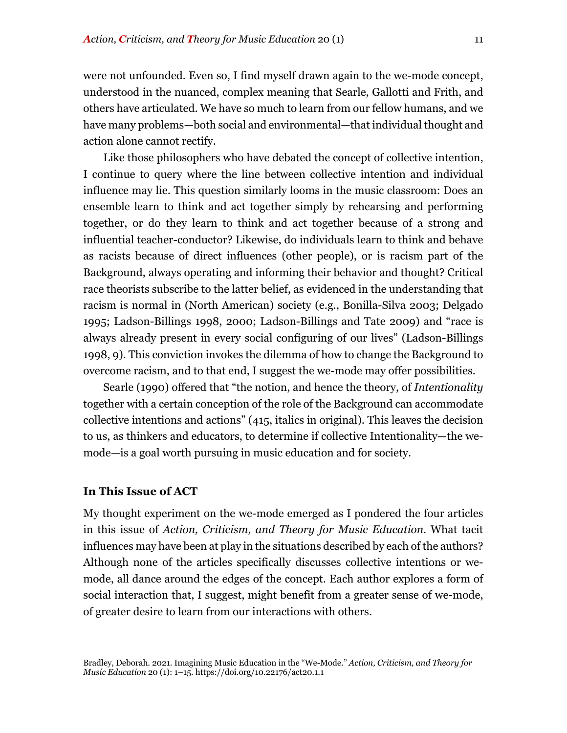were not unfounded. Even so, I find myself drawn again to the we-mode concept, understood in the nuanced, complex meaning that Searle, Gallotti and Frith, and others have articulated. We have so much to learn from our fellow humans, and we have many problems—both social and environmental—that individual thought and action alone cannot rectify.

Like those philosophers who have debated the concept of collective intention, I continue to query where the line between collective intention and individual influence may lie. This question similarly looms in the music classroom: Does an ensemble learn to think and act together simply by rehearsing and performing together, or do they learn to think and act together because of a strong and influential teacher-conductor? Likewise, do individuals learn to think and behave as racists because of direct influences (other people), or is racism part of the Background, always operating and informing their behavior and thought? Critical race theorists subscribe to the latter belief, as evidenced in the understanding that racism is normal in (North American) society (e.g., Bonilla-Silva 2003; Delgado 1995; Ladson-Billings 1998, 2000; Ladson-Billings and Tate 2009) and "race is always already present in every social configuring of our lives" (Ladson-Billings 1998, 9). This conviction invokes the dilemma of how to change the Background to overcome racism, and to that end, I suggest the we-mode may offer possibilities.

Searle (1990) offered that "the notion, and hence the theory, of *Intentionality* together with a certain conception of the role of the Background can accommodate collective intentions and actions" (415, italics in original). This leaves the decision to us, as thinkers and educators, to determine if collective Intentionality—the we-mode—is a goal worth pursuing in music education and for society.

### In This Issue of ACT

My thought experiment on the we-mode emerged as I pondered the four articles in this issue of *Action, Criticism, and Theory for Music Education.* What tacit influences may have been at play in the situations described by each of the authors? Although none of the articles specifically discusses collective intentions or we-mode, all dance around the edges of the concept. Each author explores a form of social interaction that, I suggest, might benefit from a greater sense of we-mode, of greater desire to learn from our interactions with others.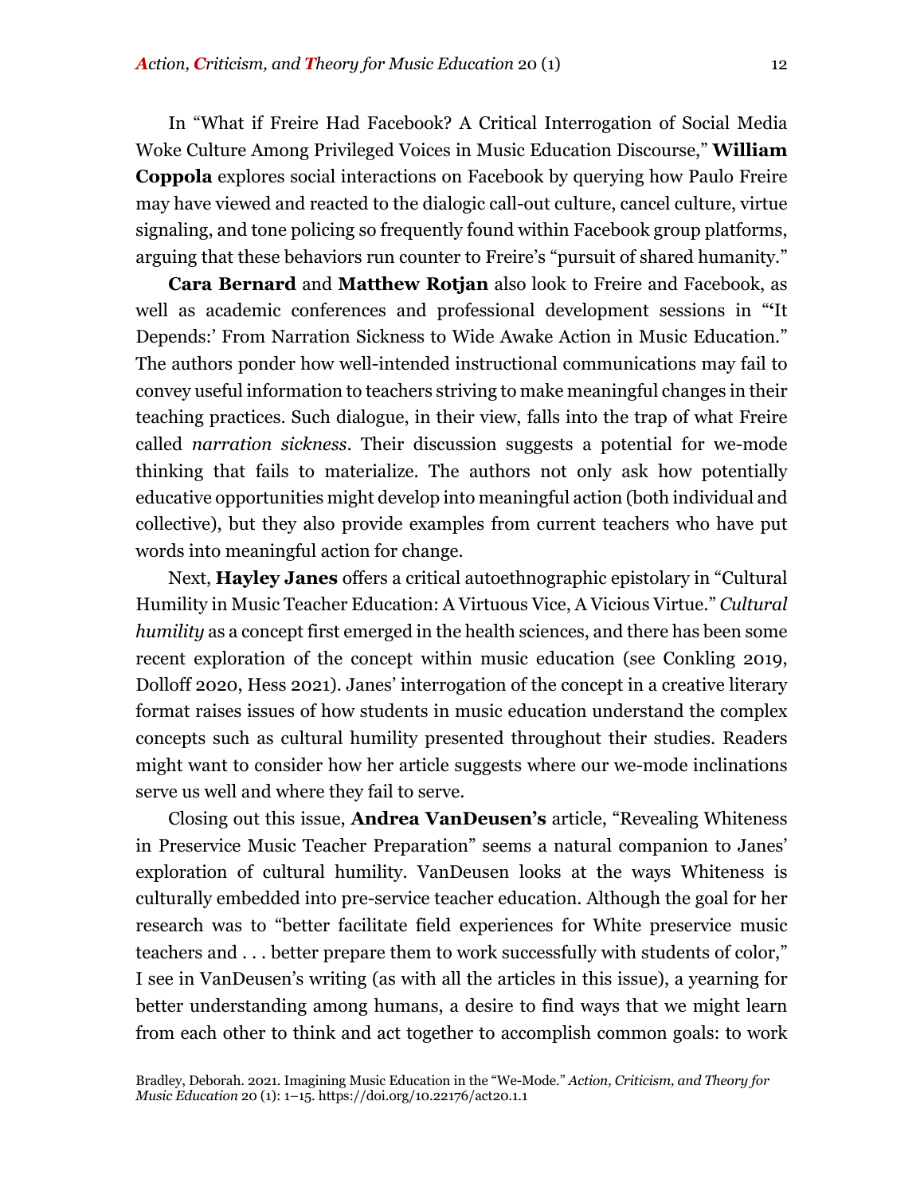In "What if Freire Had Facebook? A Critical Interrogation of Social Media Woke Culture Among Privileged Voices in Music Education Discourse," **William Coppola** explores social interactions on Facebook by querying how Paulo Freire may have viewed and reacted to the dialogic call-out culture, cancel culture, virtue signaling, and tone policing so frequently found within Facebook group platforms, arguing that these behaviors run counter to Freire's "pursuit of shared humanity."

**Cara Bernard** and **Matthew Rotjan** also look to Freire and Facebook, as well as academic conferences and professional development sessions in "'It Depends:' From Narration Sickness to Wide Awake Action in Music Education." The authors ponder how well-intended instructional communications may fail to convey useful information to teachers striving to make meaningful changes in their teaching practices. Such dialogue, in their view, falls into the trap of what Freire called *narration sickness*. Their discussion suggests a potential for we-mode thinking that fails to materialize. The authors not only ask how potentially educative opportunities might develop into meaningful action (both individual and collective), but they also provide examples from current teachers who have put words into meaningful action for change.

Next, **Hayley Janes** offers a critical autoethnographic epistolary in "Cultural Humility in Music Teacher Education: A Virtuous Vice, A Vicious Virtue." *Cultural humility* as a concept first emerged in the health sciences, and there has been some recent exploration of the concept within music education (see Conkling 2019, Dolloff 2020, Hess 2021). Janes' interrogation of the concept in a creative literary format raises issues of how students in music education understand the complex concepts such as cultural humility presented throughout their studies. Readers might want to consider how her article suggests where our we-mode inclinations serve us well and where they fail to serve.

Closing out this issue, **Andrea VanDeusen's** article, "Revealing Whiteness in Preservice Music Teacher Preparation" seems a natural companion to Janes' exploration of cultural humility. VanDeusen looks at the ways Whiteness is culturally embedded into pre-service teacher education. Although the goal for her research was to "better facilitate field experiences for White preservice music teachers and . . . better prepare them to work successfully with students of color," I see in VanDeusen's writing (as with all the articles in this issue), a yearning for better understanding among humans, a desire to find ways that we might learn from each other to think and act together to accomplish common goals: to work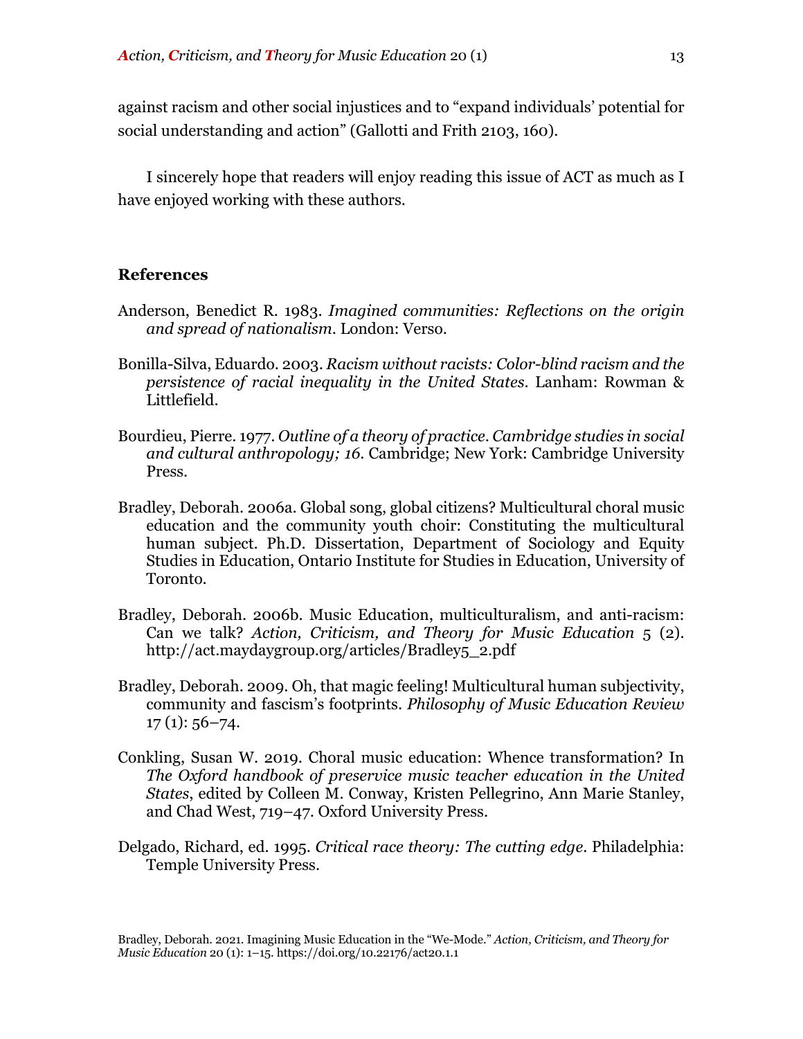against racism and other social injustices and to "expand individuals' potential for social understanding and action" (Gallotti and Frith 2103, 160).

I sincerely hope that readers will enjoy reading this issue of ACT as much as I have enjoyed working with these authors.

## References

Anderson, Benedict R. 1983. *Imagined communities: Reflections on the origin and spread of nationalism*. London: Verso.

Bonilla-Silva, Eduardo. 2003. *Racism without racists: Color-blind racism and the persistence of racial inequality in the United States*. Lanham: Rowman & Littlefield.

Bourdieu, Pierre. 1977. *Outline of a theory of practice*. *Cambridge studies in social and cultural anthropology; 16*. Cambridge; New York: Cambridge University Press.

Bradley, Deborah. 2006a. Global song, global citizens? Multicultural choral music education and the community youth choir: Constituting the multicultural human subject. Ph.D. Dissertation, Department of Sociology and Equity Studies in Education, Ontario Institute for Studies in Education, University of Toronto.

Bradley, Deborah. 2006b. Music Education, multiculturalism, and anti-racism: Can we talk? *Action, Criticism, and Theory for Music Education* 5 (2). http://act.maydaygroup.org/articles/Bradley5_2.pdf

Bradley, Deborah. 2009. Oh, that magic feeling! Multicultural human subjectivity, community and fascism's footprints. *Philosophy of Music Education Review* 17 (1): 56–74.

Conkling, Susan W. 2019. Choral music education: Whence transformation? In *The Oxford handbook of preservice music teacher education in the United States*, edited by Colleen M. Conway, Kristen Pellegrino, Ann Marie Stanley, and Chad West, 719–47. Oxford University Press.

Delgado, Richard, ed. 1995. *Critical race theory: The cutting edge*. Philadelphia: Temple University Press.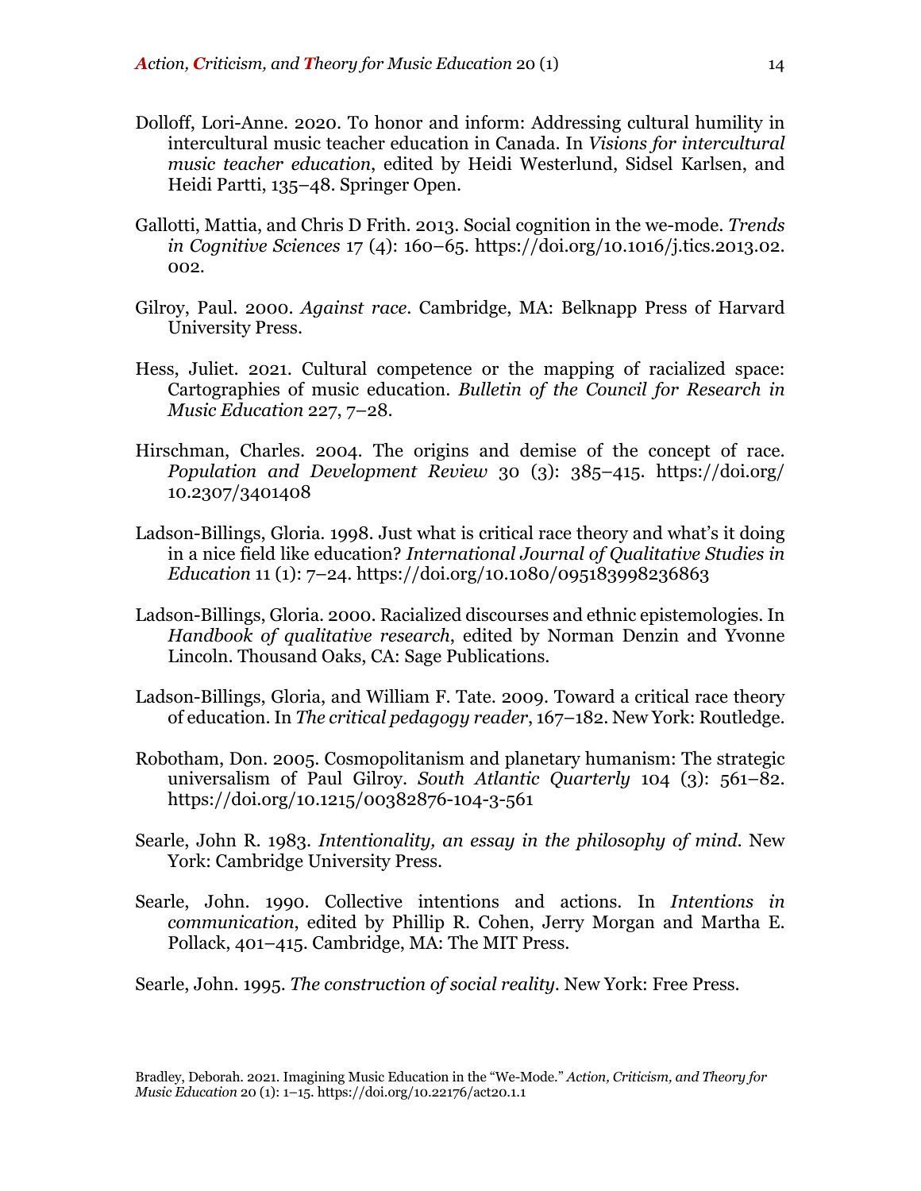Dolloff, Lori-Anne. 2020. To honor and inform: Addressing cultural humility in intercultural music teacher education in Canada. In *Visions for intercultural music teacher education*, edited by Heidi Westerlund, Sidsel Karlsen, and Heidi Partti, 135–48. Springer Open.

Gallotti, Mattia, and Chris D Frith. 2013. Social cognition in the we-mode. *Trends in Cognitive Sciences* 17 (4): 160–65. https://doi.org/10.1016/j.tics.2013.02.002.

Gilroy, Paul. 2000. *Against race*. Cambridge, MA: Belknapp Press of Harvard University Press.

Hess, Juliet. 2021. Cultural competence or the mapping of racialized space: Cartographies of music education. *Bulletin of the Council for Research in Music Education* 227, 7–28.

Hirschman, Charles. 2004. The origins and demise of the concept of race. *Population and Development Review* 30 (3): 385–415. https://doi.org/10.2307/3401408

Ladson-Billings, Gloria. 1998. Just what is critical race theory and what's it doing in a nice field like education? *International Journal of Qualitative Studies in Education* 11 (1): 7–24. https://doi.org/10.1080/095183998236863

Ladson-Billings, Gloria. 2000. Racialized discourses and ethnic epistemologies. In *Handbook of qualitative research*, edited by Norman Denzin and Yvonne Lincoln. Thousand Oaks, CA: Sage Publications.

Ladson-Billings, Gloria, and William F. Tate. 2009. Toward a critical race theory of education. In *The critical pedagogy reader*, 167–182. New York: Routledge.

Robotham, Don. 2005. Cosmopolitanism and planetary humanism: The strategic universalism of Paul Gilroy. *South Atlantic Quarterly* 104 (3): 561–82. https://doi.org/10.1215/00382876-104-3-561

Searle, John R. 1983. *Intentionality, an essay in the philosophy of mind*. New York: Cambridge University Press.

Searle, John. 1990. Collective intentions and actions. In *Intentions in communication*, edited by Phillip R. Cohen, Jerry Morgan and Martha E. Pollack, 401–415. Cambridge, MA: The MIT Press.

Searle, John. 1995. *The construction of social reality*. New York: Free Press.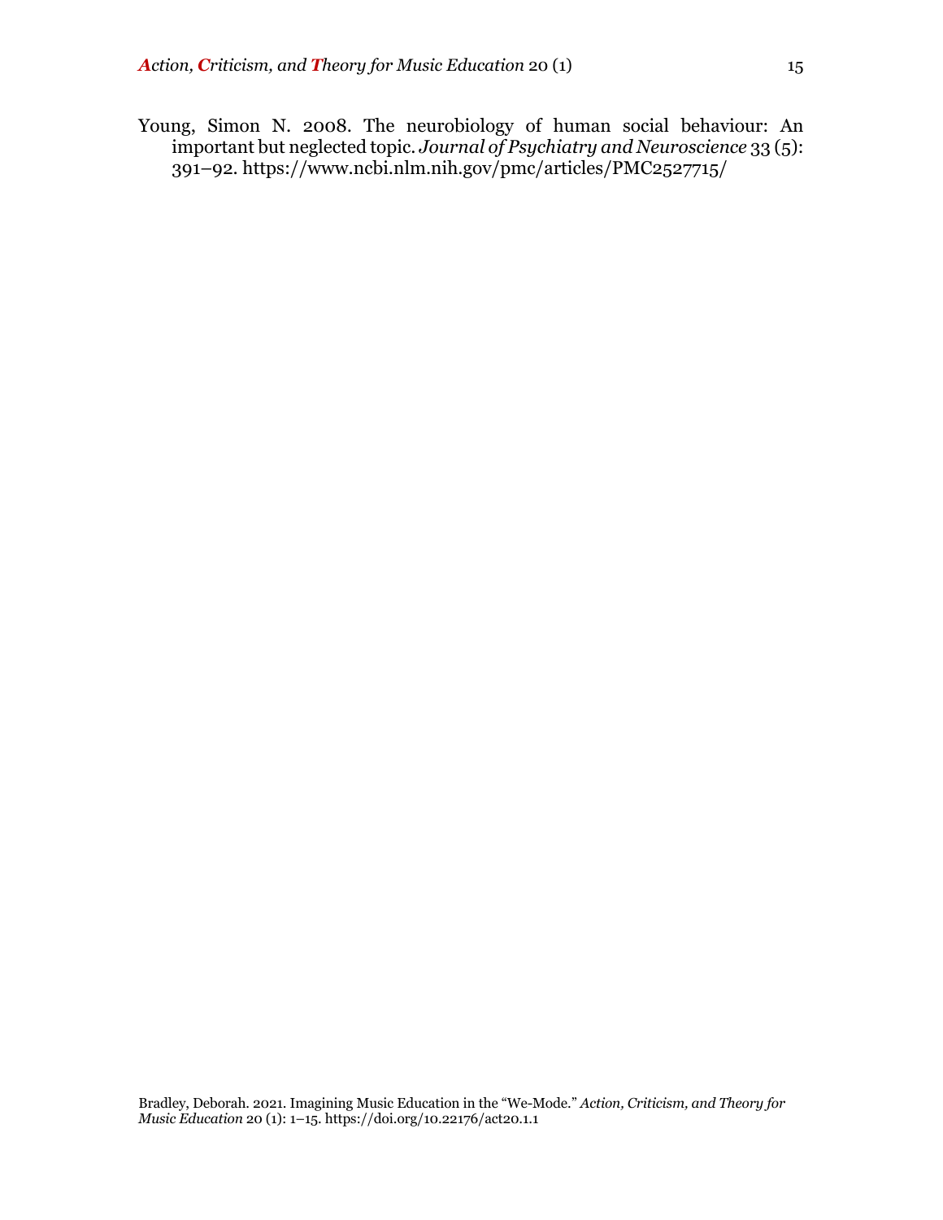Young, Simon N. 2008. The neurobiology of human social behaviour: An important but neglected topic. *Journal of Psychiatry and Neuroscience* 33 (5): 391–92. https://www.ncbi.nlm.nih.gov/pmc/articles/PMC2527715/